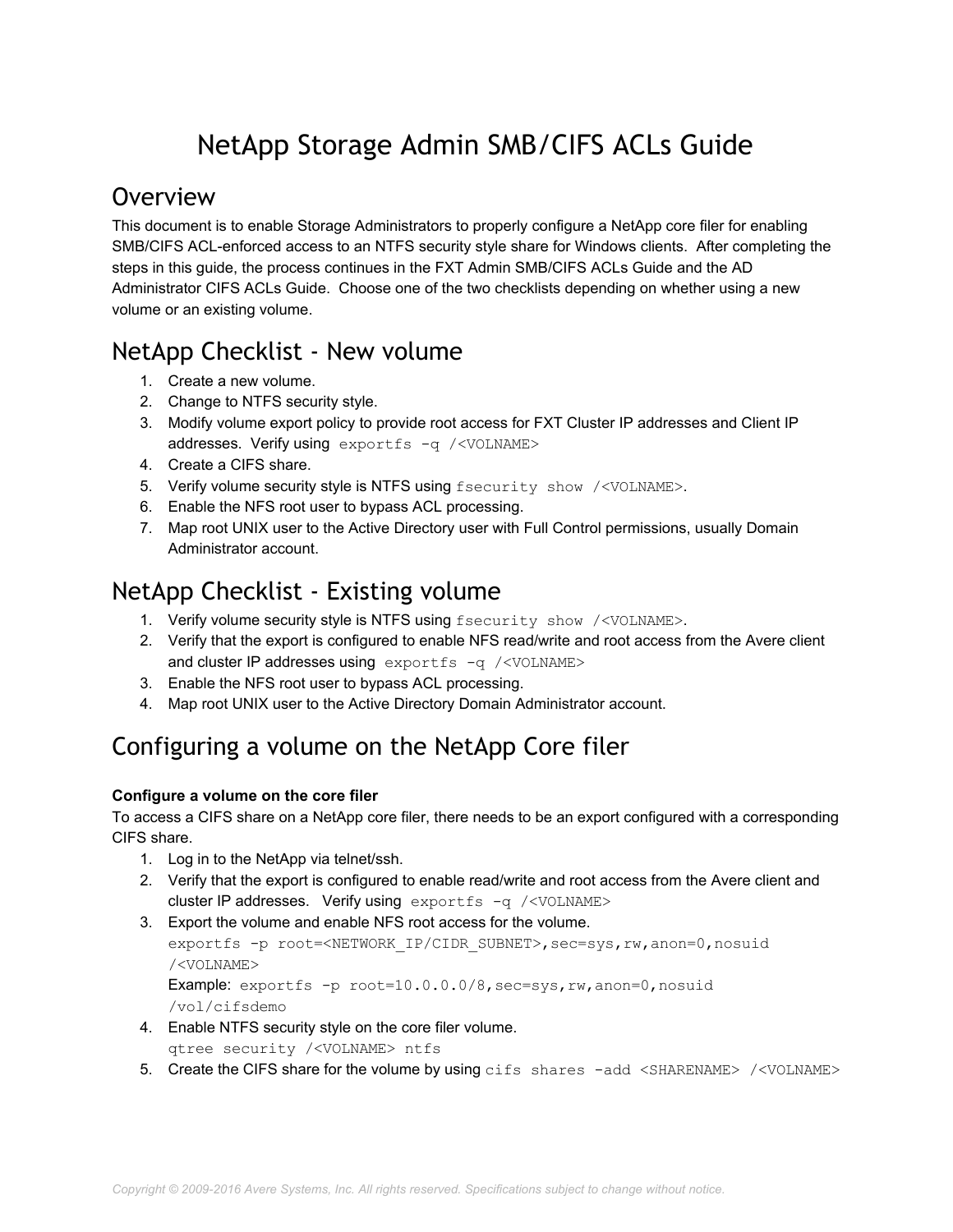# NetApp Storage Admin SMB/CIFS ACLs Guide

## Overview

This document is to enable Storage Administrators to properly configure a NetApp core filer for enabling SMB/CIFS ACL-enforced access to an NTFS security style share for Windows clients. After completing the steps in this guide, the process continues in the FXT Admin SMB/CIFS ACLs Guide and the AD Administrator CIFS ACLs Guide. Choose one of the two checklists depending on whether using a new volume or an existing volume.

## NetApp Checklist - New volume

1. Create a new volume.
2. Change to NTFS security style.
3. Modify volume export policy to provide root access for FXT Cluster IP addresses and Client IP addresses. Verify using `exportfs -q /<VOLNAME>`
4. Create a CIFS share.
5. Verify volume security style is NTFS using `fsecurity show /<VOLNAME>`.
6. Enable the NFS root user to bypass ACL processing.
7. Map root UNIX user to the Active Directory user with Full Control permissions, usually Domain Administrator account.

## NetApp Checklist - Existing volume

1. Verify volume security style is NTFS using `fsecurity show /<VOLNAME>`.
2. Verify that the export is configured to enable NFS read/write and root access from the Avere client and cluster IP addresses using `exportfs -q /<VOLNAME>`
3. Enable the NFS root user to bypass ACL processing.
4. Map root UNIX user to the Active Directory Domain Administrator account.

## Configuring a volume on the NetApp Core filer

**Configure a volume on the core filer**

To access a CIFS share on a NetApp core filer, there needs to be an export configured with a corresponding CIFS share.

1. Log in to the NetApp via telnet/ssh.
2. Verify that the export is configured to enable read/write and root access from the Avere client and cluster IP addresses. Verify using `exportfs -q /<VOLNAME>`
3. Export the volume and enable NFS root access for the volume.
   ```
   exportfs -p root=<NETWORK_IP/CIDR_SUBNET>,sec=sys,rw,anon=0,nosuid /<VOLNAME>
   ```
   Example:
   ```
   exportfs -p root=10.0.0.0/8,sec=sys,rw,anon=0,nosuid /vol/cifsdemo
   ```
4. Enable NTFS security style on the core filer volume.
   ```
   qtree security /<VOLNAME> ntfs
   ```
5. Create the CIFS share for the volume by using `cifs shares -add <SHARENAME> /<VOLNAME>`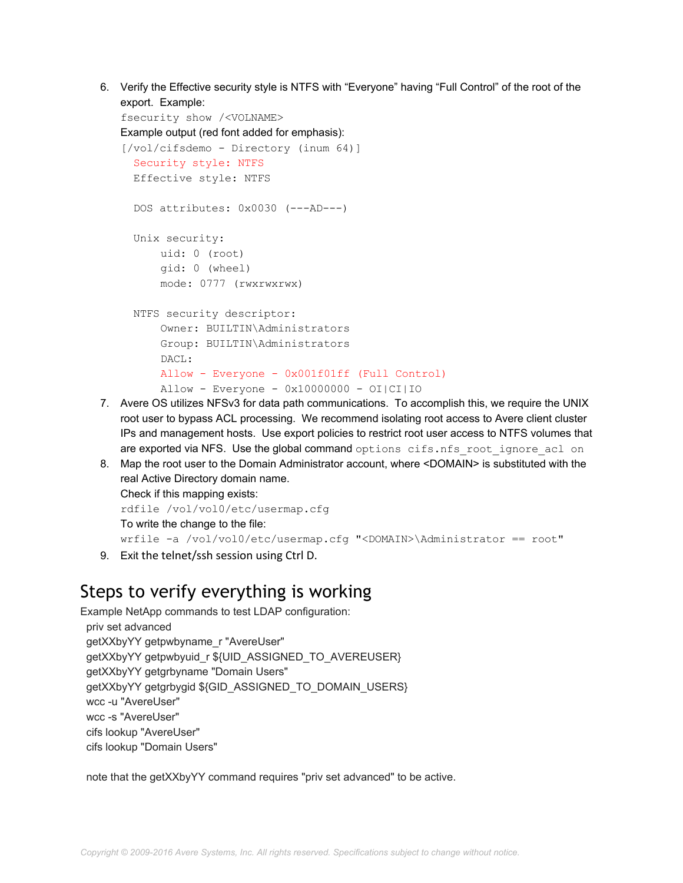6. Verify the Effective security style is NTFS with “Everyone” having “Full Control” of the root of the export. Example:
   `fsecurity show /<VOLNAME>`
   Example output (red font added for emphasis):
   ```
   [/vol/cifsdemo - Directory (inum 64)]
     Security style: NTFS
     Effective style: NTFS

     DOS attributes: 0x0030 (---AD---)

     Unix security:
         uid: 0 (root)
         gid: 0 (wheel)
         mode: 0777 (rwxrwxrwx)

     NTFS security descriptor:
         Owner: BUILTIN\Administrators
         Group: BUILTIN\Administrators
         DACL:
         Allow - Everyone - 0x001f01ff (Full Control)
         Allow - Everyone - 0x10000000 - OI|CI|IO
   ```
7. Avere OS utilizes NFSv3 for data path communications. To accomplish this, we require the UNIX root user to bypass ACL processing. We recommend isolating root access to Avere client cluster IPs and management hosts. Use export policies to restrict root user access to NTFS volumes that are exported via NFS. Use the global command `options cifs.nfs_root_ignore_acl on`
8. Map the root user to the Domain Administrator account, where <DOMAIN> is substituted with the real Active Directory domain name.
   Check if this mapping exists:
   `rdfile /vol/vol0/etc/usermap.cfg`
   To write the change to the file:
   `wrfile -a /vol/vol0/etc/usermap.cfg "<DOMAIN>\Administrator == root"`
9. Exit the telnet/ssh session using Ctrl D.

## Steps to verify everything is working

Example NetApp commands to test LDAP configuration:

```
priv set advanced
getXXbyYY getpwbyname_r "AvereUser"
getXXbyYY getpwbyuid_r ${UID_ASSIGNED_TO_AVEREUSER}
getXXbyYY getgrbyname "Domain Users"
getXXbyYY getgrbygid ${GID_ASSIGNED_TO_DOMAIN_USERS}
wcc -u "AvereUser"
wcc -s "AvereUser"
cifs lookup "AvereUser"
cifs lookup "Domain Users"
```

note that the getXXbyYY command requires "priv set advanced" to be active.